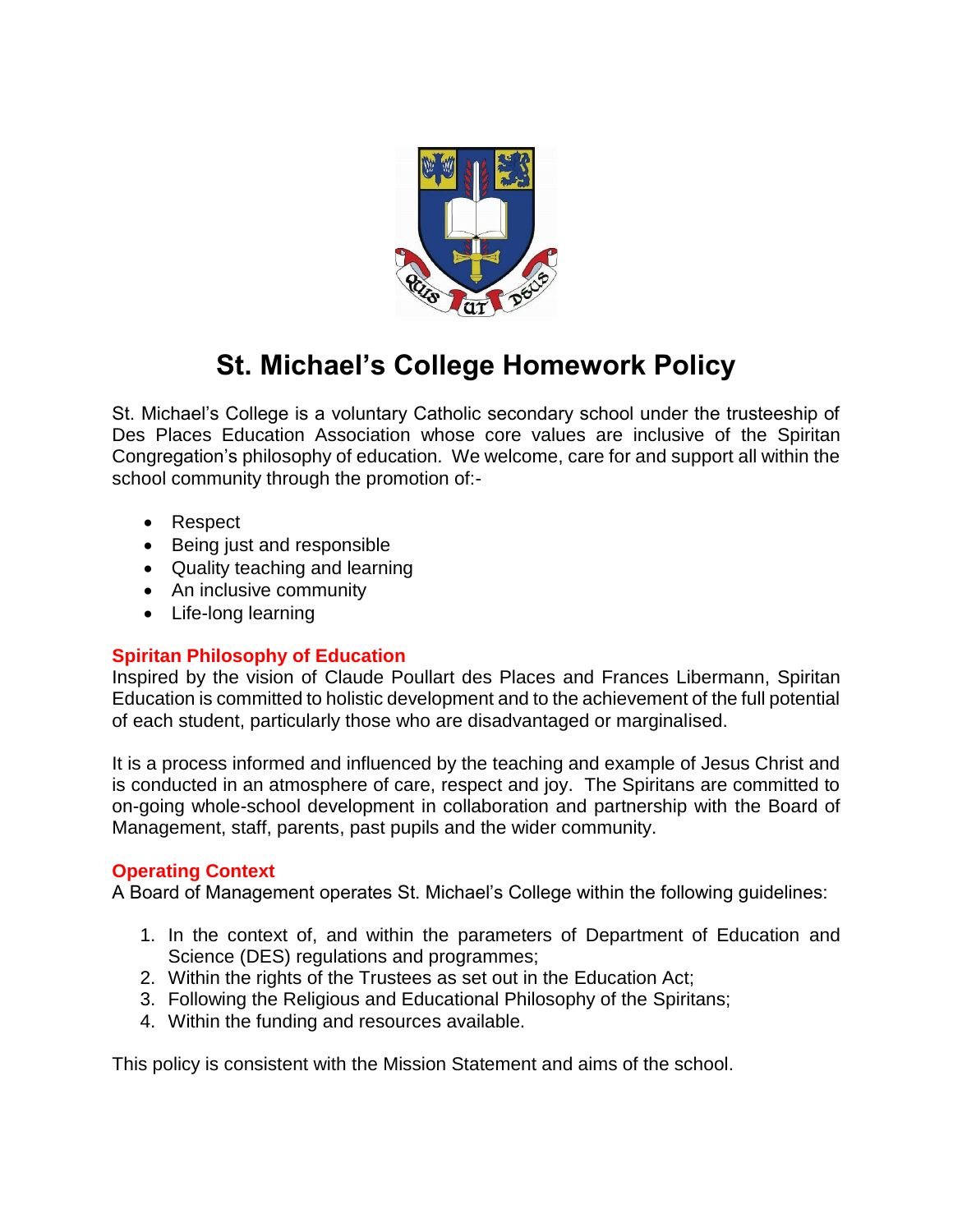# St. Michael's College Homework Policy

St. Michael's College is a voluntary Catholic secondary school under the trusteeship of Des Places Education Association whose core values are inclusive of the Spiritan Congregation's philosophy of education. We welcome, care for and support all within the school community through the promotion of:-

- Respect
- Being just and responsible
- Quality teaching and learning
- An inclusive community
- Life-long learning

## Spiritan Philosophy of Education

Inspired by the vision of Claude Poullart des Places and Frances Libermann, Spiritan Education is committed to holistic development and to the achievement of the full potential of each student, particularly those who are disadvantaged or marginalised.

It is a process informed and influenced by the teaching and example of Jesus Christ and is conducted in an atmosphere of care, respect and joy. The Spiritans are committed to on-going whole-school development in collaboration and partnership with the Board of Management, staff, parents, past pupils and the wider community.

## Operating Context

A Board of Management operates St. Michael's College within the following guidelines:

1. In the context of, and within the parameters of Department of Education and Science (DES) regulations and programmes;
2. Within the rights of the Trustees as set out in the Education Act;
3. Following the Religious and Educational Philosophy of the Spiritans;
4. Within the funding and resources available.

This policy is consistent with the Mission Statement and aims of the school.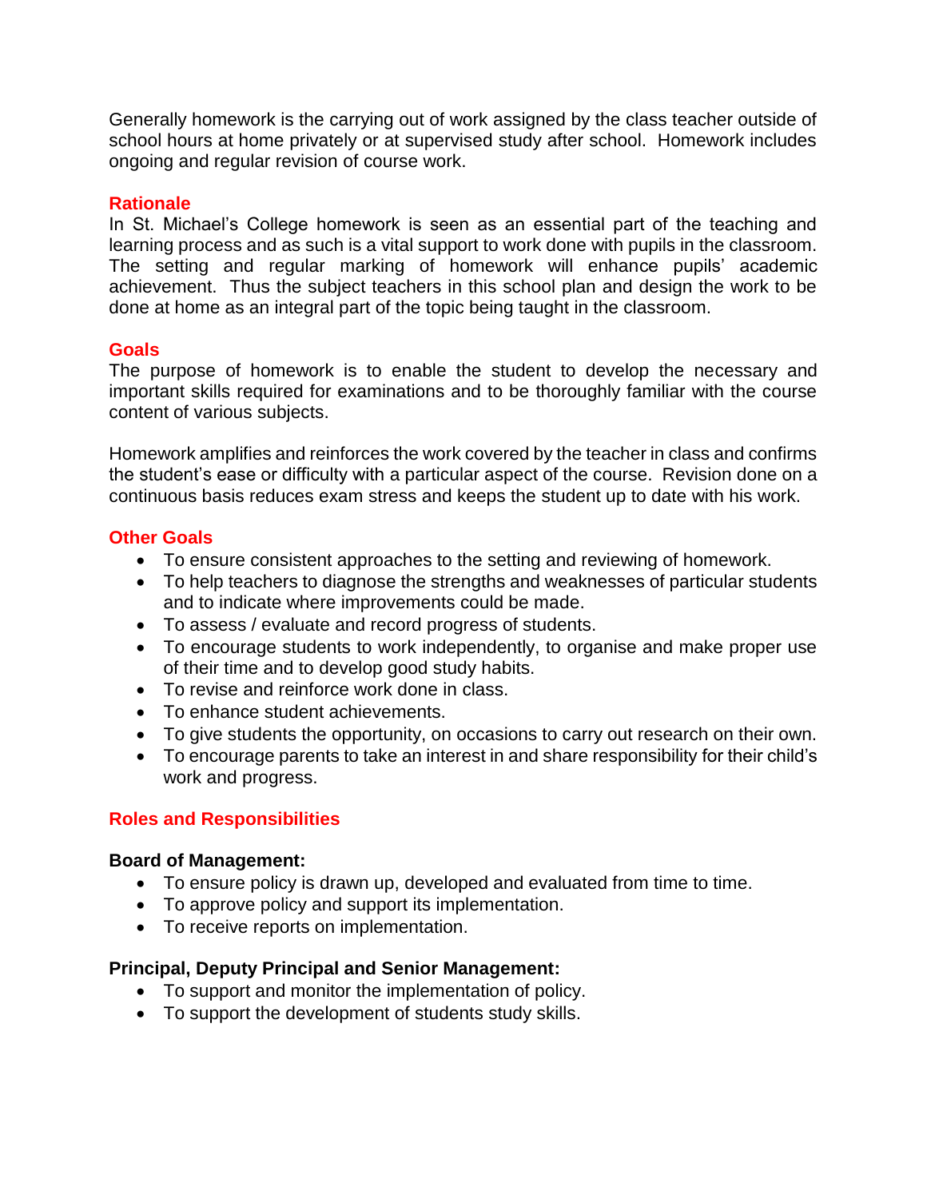Generally homework is the carrying out of work assigned by the class teacher outside of school hours at home privately or at supervised study after school. Homework includes ongoing and regular revision of course work.

## Rationale

In St. Michael's College homework is seen as an essential part of the teaching and learning process and as such is a vital support to work done with pupils in the classroom. The setting and regular marking of homework will enhance pupils' academic achievement. Thus the subject teachers in this school plan and design the work to be done at home as an integral part of the topic being taught in the classroom.

## Goals

The purpose of homework is to enable the student to develop the necessary and important skills required for examinations and to be thoroughly familiar with the course content of various subjects.

Homework amplifies and reinforces the work covered by the teacher in class and confirms the student's ease or difficulty with a particular aspect of the course. Revision done on a continuous basis reduces exam stress and keeps the student up to date with his work.

## Other Goals

- To ensure consistent approaches to the setting and reviewing of homework.
- To help teachers to diagnose the strengths and weaknesses of particular students and to indicate where improvements could be made.
- To assess / evaluate and record progress of students.
- To encourage students to work independently, to organise and make proper use of their time and to develop good study habits.
- To revise and reinforce work done in class.
- To enhance student achievements.
- To give students the opportunity, on occasions to carry out research on their own.
- To encourage parents to take an interest in and share responsibility for their child's work and progress.

## Roles and Responsibilities

**Board of Management:**

- To ensure policy is drawn up, developed and evaluated from time to time.
- To approve policy and support its implementation.
- To receive reports on implementation.

**Principal, Deputy Principal and Senior Management:**

- To support and monitor the implementation of policy.
- To support the development of students study skills.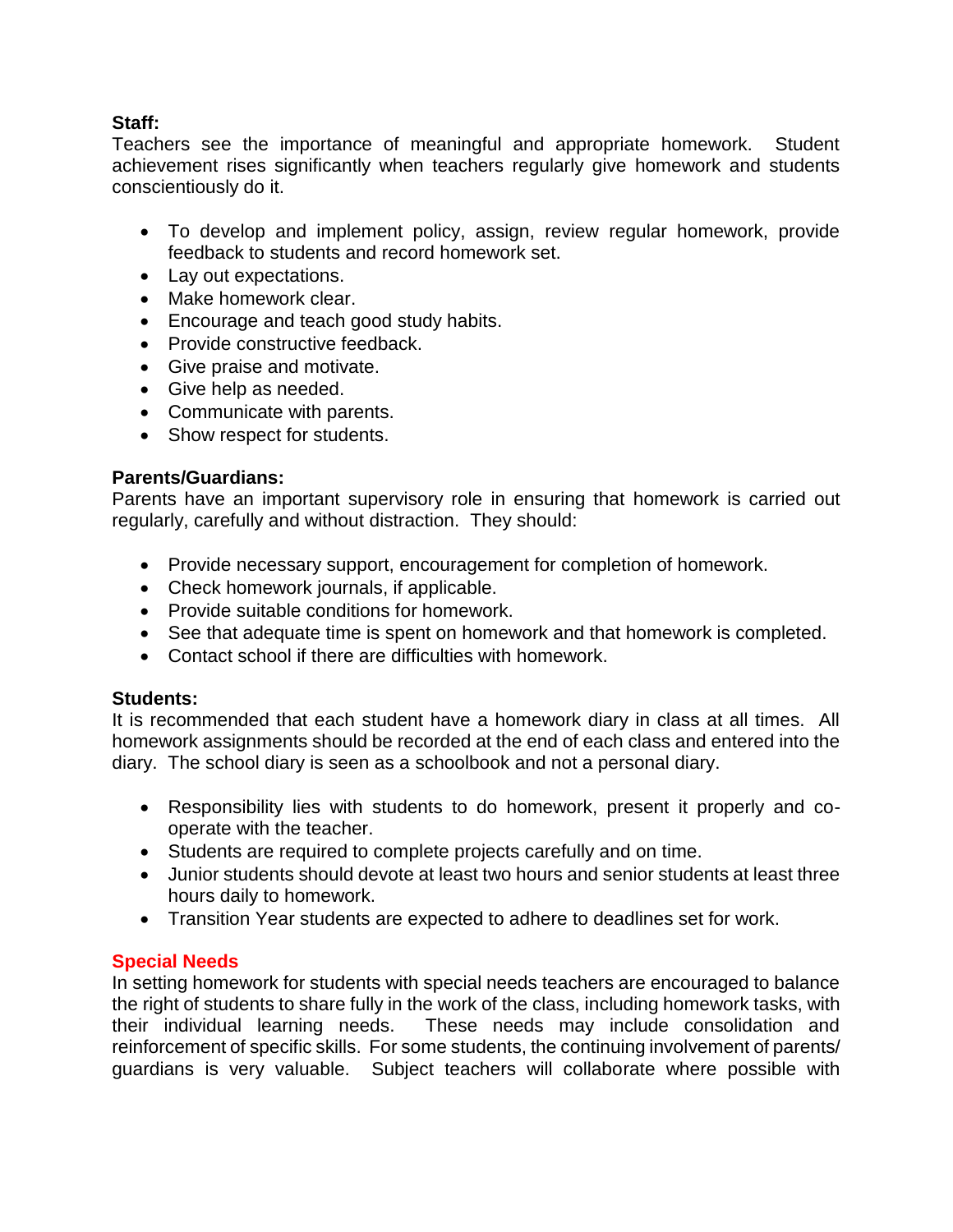**Staff:**
Teachers see the importance of meaningful and appropriate homework. Student achievement rises significantly when teachers regularly give homework and students conscientiously do it.

- To develop and implement policy, assign, review regular homework, provide feedback to students and record homework set.
- Lay out expectations.
- Make homework clear.
- Encourage and teach good study habits.
- Provide constructive feedback.
- Give praise and motivate.
- Give help as needed.
- Communicate with parents.
- Show respect for students.

**Parents/Guardians:**
Parents have an important supervisory role in ensuring that homework is carried out regularly, carefully and without distraction. They should:

- Provide necessary support, encouragement for completion of homework.
- Check homework journals, if applicable.
- Provide suitable conditions for homework.
- See that adequate time is spent on homework and that homework is completed.
- Contact school if there are difficulties with homework.

**Students:**
It is recommended that each student have a homework diary in class at all times. All homework assignments should be recorded at the end of each class and entered into the diary. The school diary is seen as a schoolbook and not a personal diary.

- Responsibility lies with students to do homework, present it properly and co-operate with the teacher.
- Students are required to complete projects carefully and on time.
- Junior students should devote at least two hours and senior students at least three hours daily to homework.
- Transition Year students are expected to adhere to deadlines set for work.

**Special Needs**
In setting homework for students with special needs teachers are encouraged to balance the right of students to share fully in the work of the class, including homework tasks, with their individual learning needs. These needs may include consolidation and reinforcement of specific skills. For some students, the continuing involvement of parents/ guardians is very valuable. Subject teachers will collaborate where possible with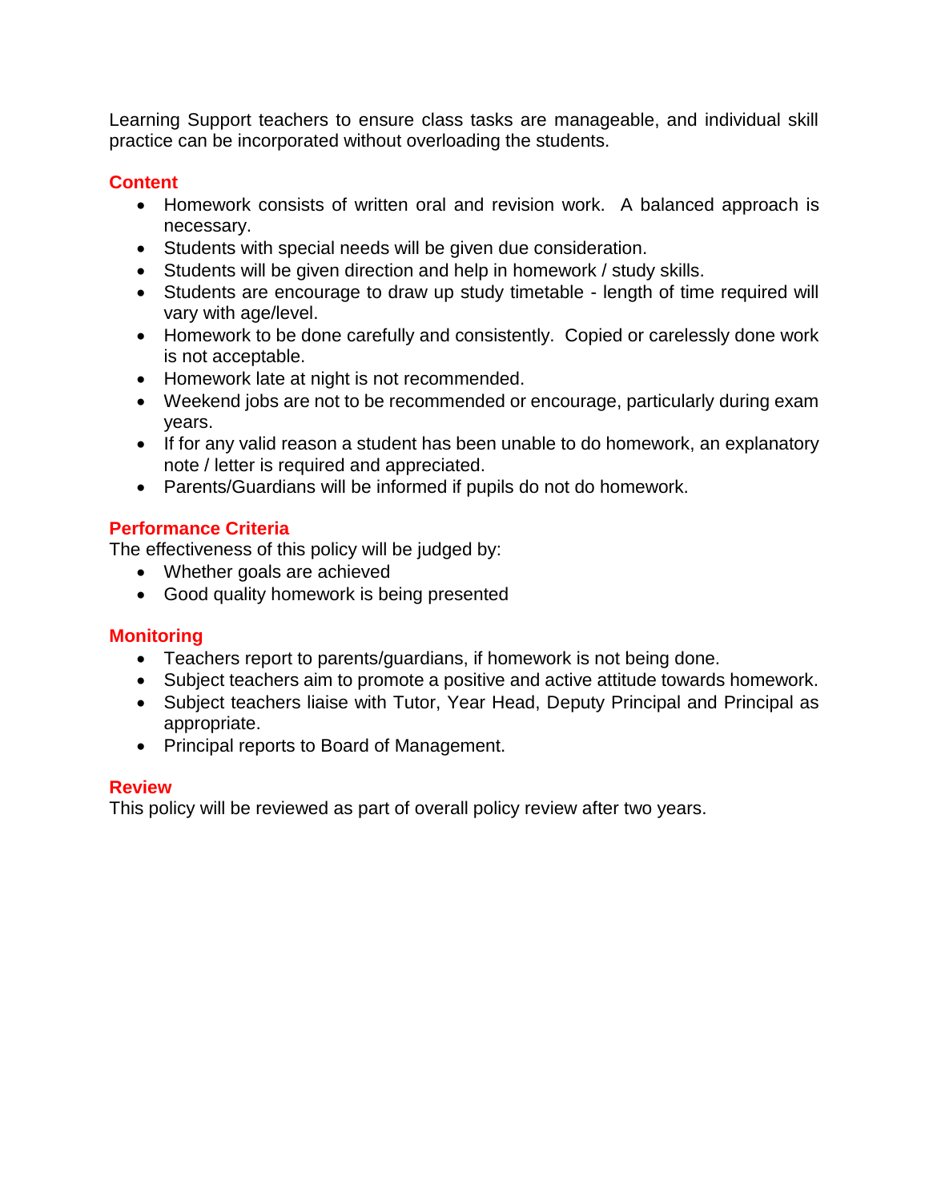Learning Support teachers to ensure class tasks are manageable, and individual skill practice can be incorporated without overloading the students.

## Content

- Homework consists of written oral and revision work. A balanced approach is necessary.
- Students with special needs will be given due consideration.
- Students will be given direction and help in homework / study skills.
- Students are encourage to draw up study timetable - length of time required will vary with age/level.
- Homework to be done carefully and consistently. Copied or carelessly done work is not acceptable.
- Homework late at night is not recommended.
- Weekend jobs are not to be recommended or encourage, particularly during exam years.
- If for any valid reason a student has been unable to do homework, an explanatory note / letter is required and appreciated.
- Parents/Guardians will be informed if pupils do not do homework.

## Performance Criteria

The effectiveness of this policy will be judged by:

- Whether goals are achieved
- Good quality homework is being presented

## Monitoring

- Teachers report to parents/guardians, if homework is not being done.
- Subject teachers aim to promote a positive and active attitude towards homework.
- Subject teachers liaise with Tutor, Year Head, Deputy Principal and Principal as appropriate.
- Principal reports to Board of Management.

## Review

This policy will be reviewed as part of overall policy review after two years.